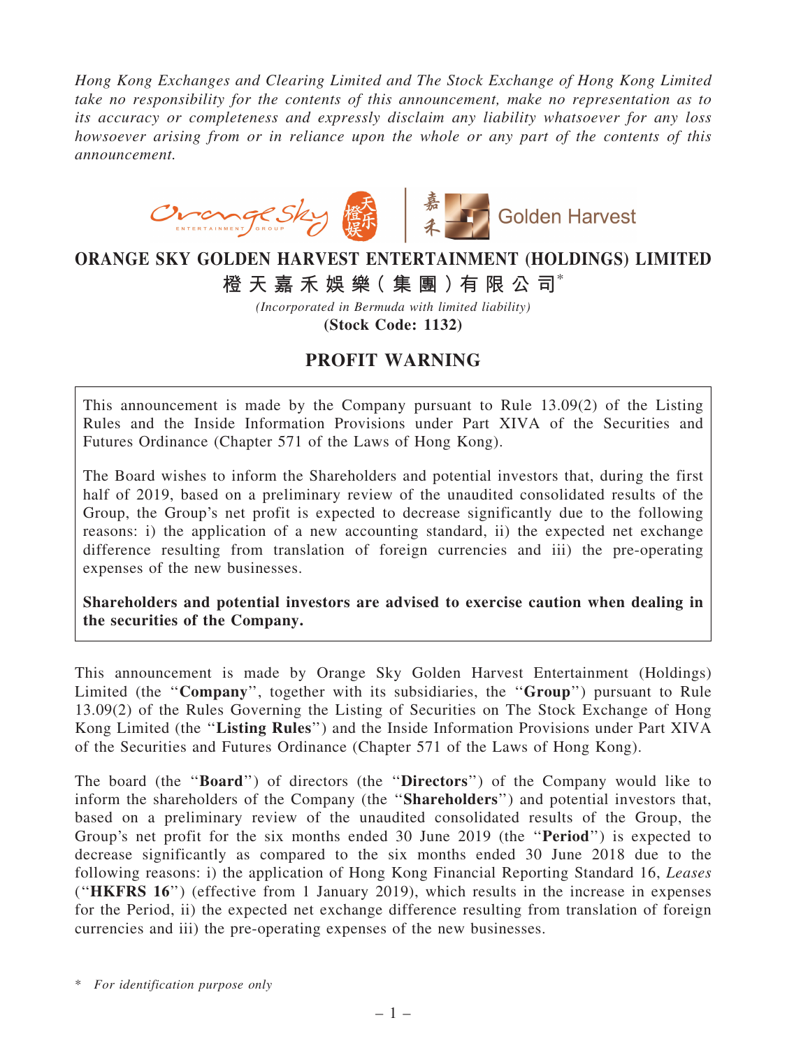*Hong Kong Exchanges and Clearing Limited and The Stock Exchange of Hong Kong Limited take no responsibility for the contents of this announcement, make no representation as to its accuracy or completeness and expressly disclaim any liability whatsoever for any loss howsoever arising from or in reliance upon the whole or any part of the contents of this announcement.*

# ORANGE SKY GOLDEN HARVEST ENTERTAINMENT (HOLDINGS) LIMITED

# 橙天嘉禾娛樂(集團)有限公司*

*(Incorporated in Bermuda with limited liability)*

**(Stock Code: 1132)**

## PROFIT WARNING

This announcement is made by the Company pursuant to Rule 13.09(2) of the Listing Rules and the Inside Information Provisions under Part XIVA of the Securities and Futures Ordinance (Chapter 571 of the Laws of Hong Kong).

The Board wishes to inform the Shareholders and potential investors that, during the first half of 2019, based on a preliminary review of the unaudited consolidated results of the Group, the Group's net profit is expected to decrease significantly due to the following reasons: i) the application of a new accounting standard, ii) the expected net exchange difference resulting from translation of foreign currencies and iii) the pre-operating expenses of the new businesses.

**Shareholders and potential investors are advised to exercise caution when dealing in the securities of the Company.**

This announcement is made by Orange Sky Golden Harvest Entertainment (Holdings) Limited (the "**Company**", together with its subsidiaries, the "**Group**") pursuant to Rule 13.09(2) of the Rules Governing the Listing of Securities on The Stock Exchange of Hong Kong Limited (the "**Listing Rules**") and the Inside Information Provisions under Part XIVA of the Securities and Futures Ordinance (Chapter 571 of the Laws of Hong Kong).

The board (the "**Board**") of directors (the "**Directors**") of the Company would like to inform the shareholders of the Company (the "**Shareholders**") and potential investors that, based on a preliminary review of the unaudited consolidated results of the Group, the Group's net profit for the six months ended 30 June 2019 (the "**Period**") is expected to decrease significantly as compared to the six months ended 30 June 2018 due to the following reasons: i) the application of Hong Kong Financial Reporting Standard 16, *Leases* ("**HKFRS 16**") (effective from 1 January 2019), which results in the increase in expenses for the Period, ii) the expected net exchange difference resulting from translation of foreign currencies and iii) the pre-operating expenses of the new businesses.

\* *For identification purpose only*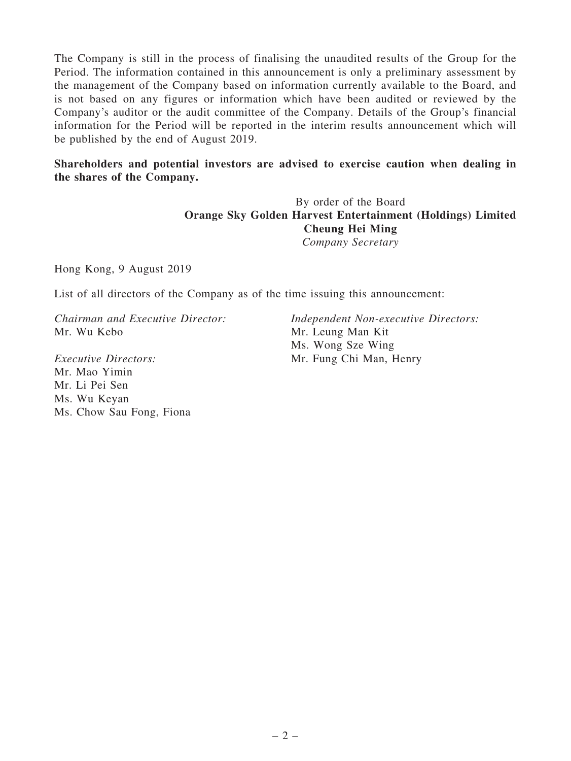The Company is still in the process of finalising the unaudited results of the Group for the Period. The information contained in this announcement is only a preliminary assessment by the management of the Company based on information currently available to the Board, and is not based on any figures or information which have been audited or reviewed by the Company's auditor or the audit committee of the Company. Details of the Group's financial information for the Period will be reported in the interim results announcement which will be published by the end of August 2019.

**Shareholders and potential investors are advised to exercise caution when dealing in the shares of the Company.**

By order of the Board
**Orange Sky Golden Harvest Entertainment (Holdings) Limited**
**Cheung Hei Ming**
*Company Secretary*

Hong Kong, 9 August 2019

List of all directors of the Company as of the time issuing this announcement:

*Chairman and Executive Director:*
Mr. Wu Kebo

*Executive Directors:*
Mr. Mao Yimin
Mr. Li Pei Sen
Ms. Wu Keyan
Ms. Chow Sau Fong, Fiona

*Independent Non-executive Directors:*
Mr. Leung Man Kit
Ms. Wong Sze Wing
Mr. Fung Chi Man, Henry